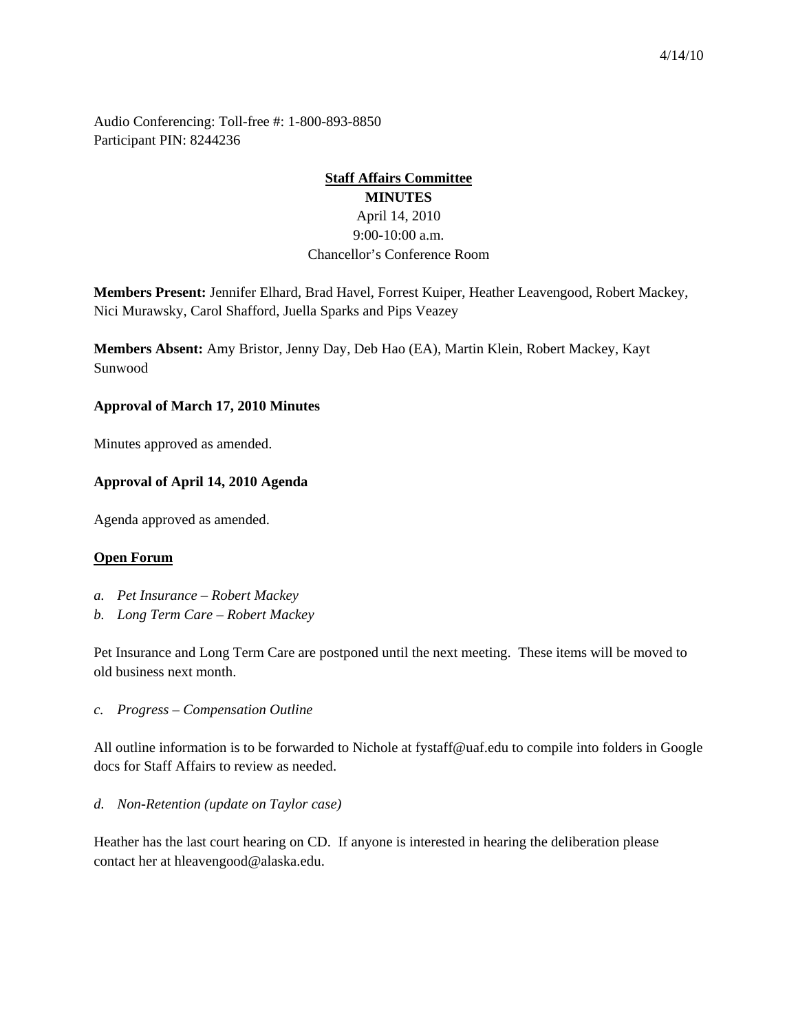4/14/10

Audio Conferencing: Toll-free #: 1-800-893-8850
Participant PIN: 8244236

**Staff Affairs Committee**
**MINUTES**
April 14, 2010
9:00-10:00 a.m.
Chancellor's Conference Room

**Members Present:** Jennifer Elhard, Brad Havel, Forrest Kuiper, Heather Leavengood, Robert Mackey, Nici Murawsky, Carol Shafford, Juella Sparks and Pips Veazey

**Members Absent:** Amy Bristor, Jenny Day, Deb Hao (EA), Martin Klein, Robert Mackey, Kayt Sunwood

**Approval of March 17, 2010 Minutes**

Minutes approved as amended.

**Approval of April 14, 2010 Agenda**

Agenda approved as amended.

**Open Forum**

a. *Pet Insurance – Robert Mackey*
b. *Long Term Care – Robert Mackey*

Pet Insurance and Long Term Care are postponed until the next meeting. These items will be moved to old business next month.

c. *Progress – Compensation Outline*

All outline information is to be forwarded to Nichole at fystaff@uaf.edu to compile into folders in Google docs for Staff Affairs to review as needed.

d. *Non-Retention (update on Taylor case)*

Heather has the last court hearing on CD. If anyone is interested in hearing the deliberation please contact her at hleavengood@alaska.edu.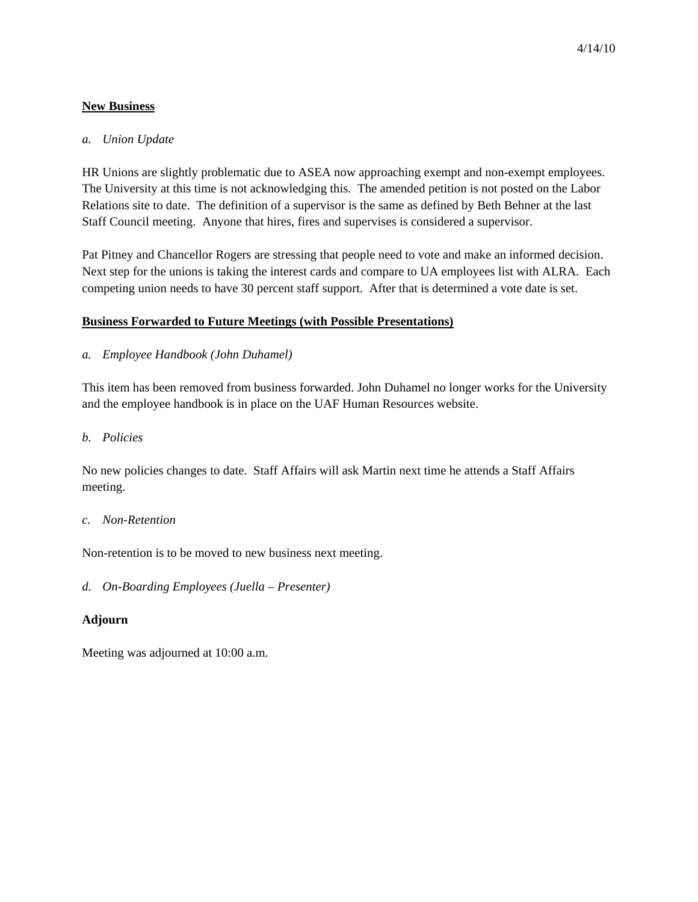4/14/10

**New Business**

*a. Union Update*

HR Unions are slightly problematic due to ASEA now approaching exempt and non-exempt employees. The University at this time is not acknowledging this. The amended petition is not posted on the Labor Relations site to date. The definition of a supervisor is the same as defined by Beth Behner at the last Staff Council meeting. Anyone that hires, fires and supervises is considered a supervisor.

Pat Pitney and Chancellor Rogers are stressing that people need to vote and make an informed decision. Next step for the unions is taking the interest cards and compare to UA employees list with ALRA. Each competing union needs to have 30 percent staff support. After that is determined a vote date is set.

**Business Forwarded to Future Meetings (with Possible Presentations)**

*a. Employee Handbook (John Duhamel)*

This item has been removed from business forwarded. John Duhamel no longer works for the University and the employee handbook is in place on the UAF Human Resources website.

*b. Policies*

No new policies changes to date. Staff Affairs will ask Martin next time he attends a Staff Affairs meeting.

*c. Non-Retention*

Non-retention is to be moved to new business next meeting.

*d. On-Boarding Employees (Juella – Presenter)*

**Adjourn**

Meeting was adjourned at 10:00 a.m.